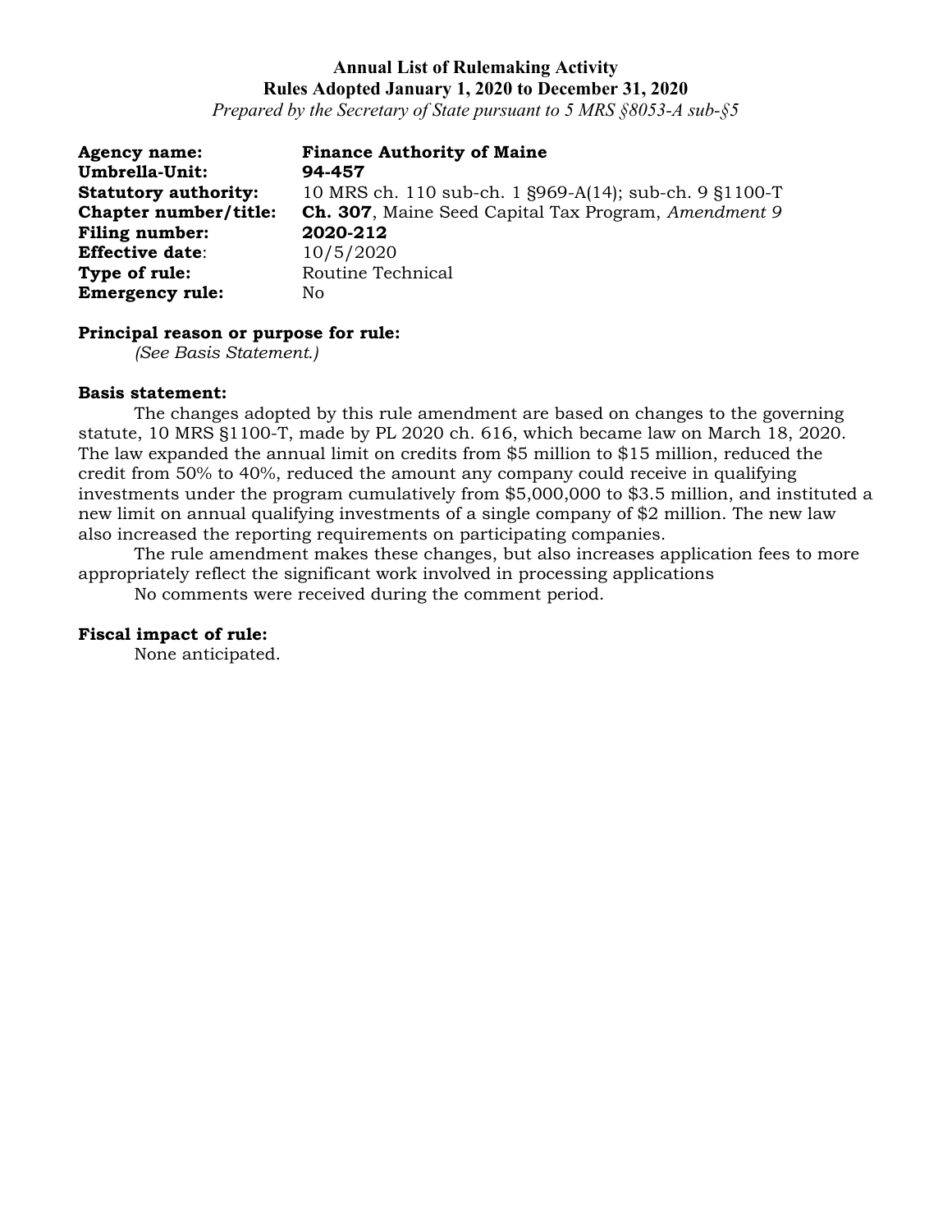**Annual List of Rulemaking Activity**
**Rules Adopted January 1, 2020 to December 31, 2020**
*Prepared by the Secretary of State pursuant to 5 MRS §8053-A sub-§5*

**Agency name:** **Finance Authority of Maine**
**Umbrella-Unit:** **94-457**
**Statutory authority:** 10 MRS ch. 110 sub-ch. 1 §969-A(14); sub-ch. 9 §1100-T
**Chapter number/title:** **Ch. 307**, Maine Seed Capital Tax Program, *Amendment 9*
**Filing number:** **2020-212**
**Effective date**: 10/5/2020
**Type of rule:** Routine Technical
**Emergency rule:** No

**Principal reason or purpose for rule:**
*(See Basis Statement.)*

**Basis statement:**

The changes adopted by this rule amendment are based on changes to the governing statute, 10 MRS §1100-T, made by PL 2020 ch. 616, which became law on March 18, 2020. The law expanded the annual limit on credits from $5 million to $15 million, reduced the credit from 50% to 40%, reduced the amount any company could receive in qualifying investments under the program cumulatively from $5,000,000 to $3.5 million, and instituted a new limit on annual qualifying investments of a single company of $2 million. The new law also increased the reporting requirements on participating companies.

The rule amendment makes these changes, but also increases application fees to more appropriately reflect the significant work involved in processing applications

No comments were received during the comment period.

**Fiscal impact of rule:**

None anticipated.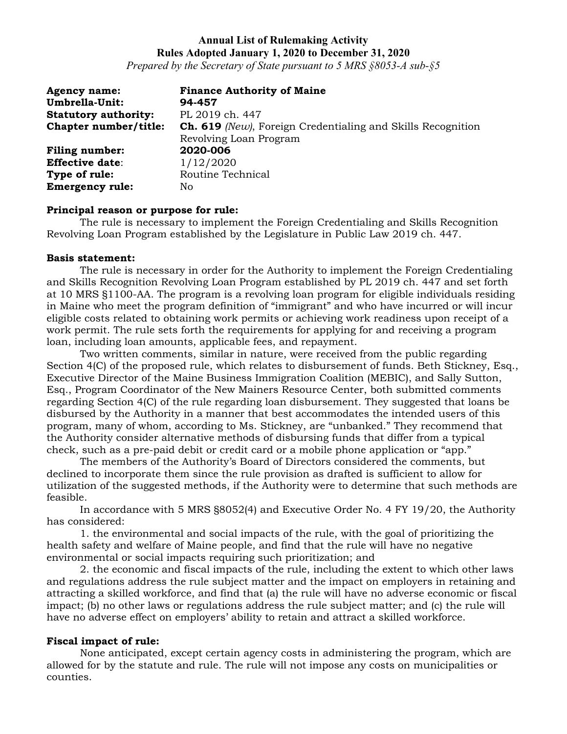**Annual List of Rulemaking Activity**
**Rules Adopted January 1, 2020 to December 31, 2020**
*Prepared by the Secretary of State pursuant to 5 MRS §8053-A sub-§5*

| | |
|---|---|
| **Agency name:** | **Finance Authority of Maine** |
| **Umbrella-Unit:** | **94-457** |
| **Statutory authority:** | PL 2019 ch. 447 |
| **Chapter number/title:** | **Ch. 619** *(New)*, Foreign Credentialing and Skills Recognition Revolving Loan Program |
| **Filing number:** | **2020-006** |
| **Effective date**: | 1/12/2020 |
| **Type of rule:** | Routine Technical |
| **Emergency rule:** | No |

**Principal reason or purpose for rule:**

The rule is necessary to implement the Foreign Credentialing and Skills Recognition Revolving Loan Program established by the Legislature in Public Law 2019 ch. 447.

**Basis statement:**

The rule is necessary in order for the Authority to implement the Foreign Credentialing and Skills Recognition Revolving Loan Program established by PL 2019 ch. 447 and set forth at 10 MRS §1100-AA. The program is a revolving loan program for eligible individuals residing in Maine who meet the program definition of "immigrant" and who have incurred or will incur eligible costs related to obtaining work permits or achieving work readiness upon receipt of a work permit. The rule sets forth the requirements for applying for and receiving a program loan, including loan amounts, applicable fees, and repayment.

Two written comments, similar in nature, were received from the public regarding Section 4(C) of the proposed rule, which relates to disbursement of funds. Beth Stickney, Esq., Executive Director of the Maine Business Immigration Coalition (MEBIC), and Sally Sutton, Esq., Program Coordinator of the New Mainers Resource Center, both submitted comments regarding Section 4(C) of the rule regarding loan disbursement. They suggested that loans be disbursed by the Authority in a manner that best accommodates the intended users of this program, many of whom, according to Ms. Stickney, are "unbanked." They recommend that the Authority consider alternative methods of disbursing funds that differ from a typical check, such as a pre-paid debit or credit card or a mobile phone application or "app."

The members of the Authority's Board of Directors considered the comments, but declined to incorporate them since the rule provision as drafted is sufficient to allow for utilization of the suggested methods, if the Authority were to determine that such methods are feasible.

In accordance with 5 MRS §8052(4) and Executive Order No. 4 FY 19/20, the Authority has considered:

1. the environmental and social impacts of the rule, with the goal of prioritizing the health safety and welfare of Maine people, and find that the rule will have no negative environmental or social impacts requiring such prioritization; and

2. the economic and fiscal impacts of the rule, including the extent to which other laws and regulations address the rule subject matter and the impact on employers in retaining and attracting a skilled workforce, and find that (a) the rule will have no adverse economic or fiscal impact; (b) no other laws or regulations address the rule subject matter; and (c) the rule will have no adverse effect on employers' ability to retain and attract a skilled workforce.

**Fiscal impact of rule:**

None anticipated, except certain agency costs in administering the program, which are allowed for by the statute and rule. The rule will not impose any costs on municipalities or counties.